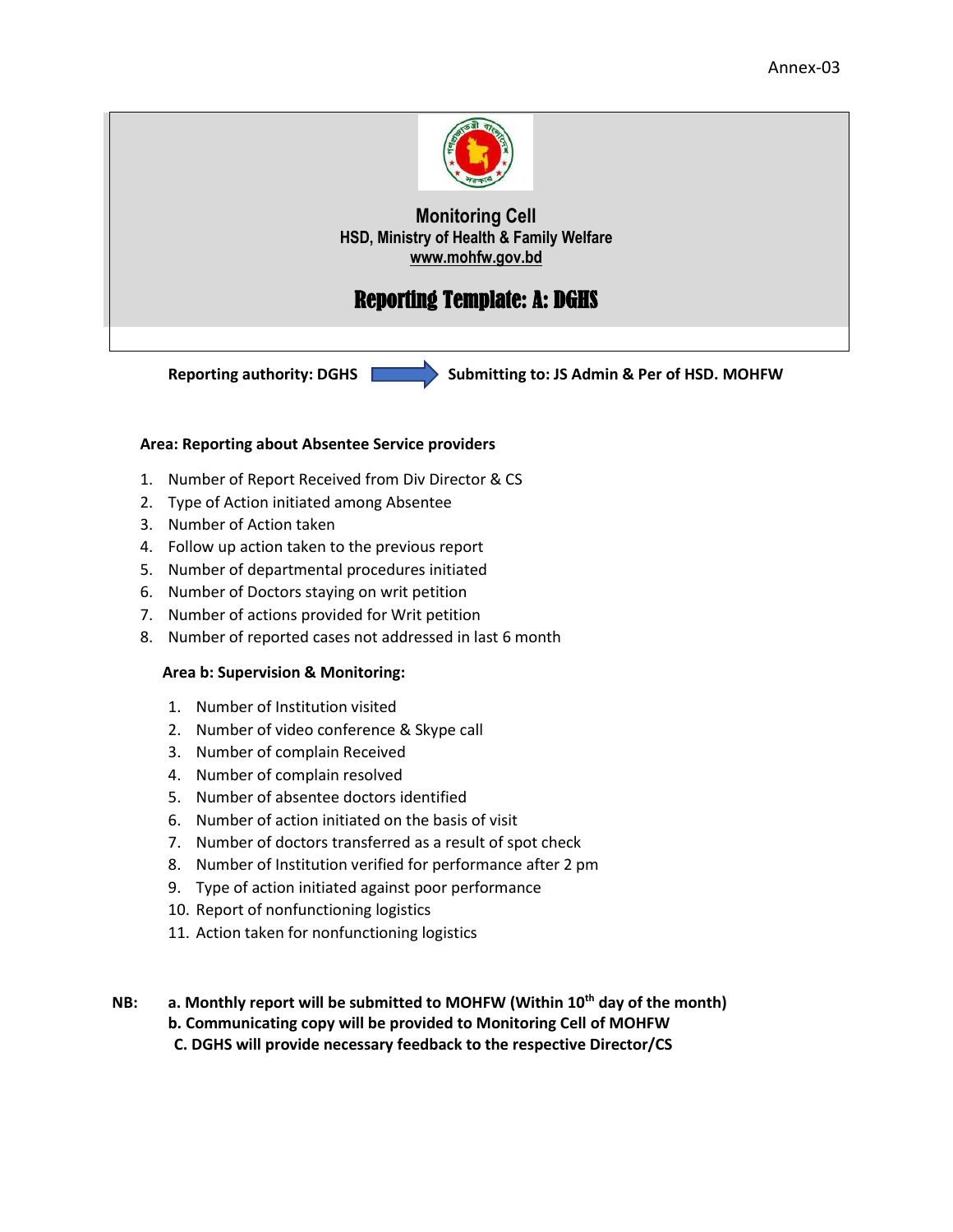Annex-03

# Monitoring Cell

**HSD, Ministry of Health & Family Welfare**

**www.mohfw.gov.bd**

## Reporting Template: A: DGHS

**Reporting authority: DGHS** → **Submitting to: JS Admin & Per of HSD. MOHFW**

**Area: Reporting about Absentee Service providers**

1. Number of Report Received from Div Director & CS
2. Type of Action initiated among Absentee
3. Number of Action taken
4. Follow up action taken to the previous report
5. Number of departmental procedures initiated
6. Number of Doctors staying on writ petition
7. Number of actions provided for Writ petition
8. Number of reported cases not addressed in last 6 month

**Area b: Supervision & Monitoring:**

1. Number of Institution visited
2. Number of video conference & Skype call
3. Number of complain Received
4. Number of complain resolved
5. Number of absentee doctors identified
6. Number of action initiated on the basis of visit
7. Number of doctors transferred as a result of spot check
8. Number of Institution verified for performance after 2 pm
9. Type of action initiated against poor performance
10. Report of nonfunctioning logistics
11. Action taken for nonfunctioning logistics

**NB:**

**a. Monthly report will be submitted to MOHFW (Within 10th day of the month)**

**b. Communicating copy will be provided to Monitoring Cell of MOHFW**

**C. DGHS will provide necessary feedback to the respective Director/CS**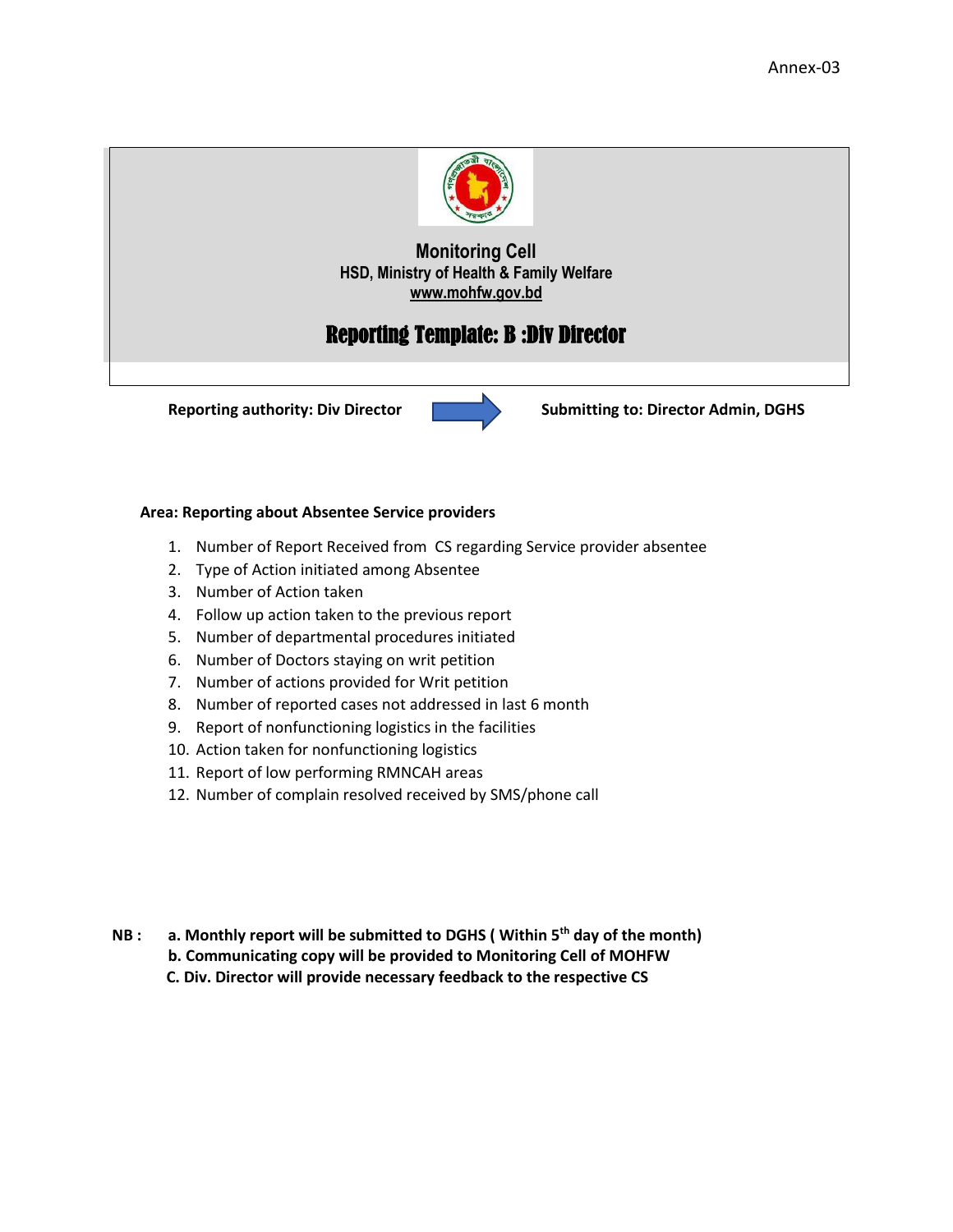Annex-03

**Monitoring Cell**
**HSD, Ministry of Health & Family Welfare**
**www.mohfw.gov.bd**

# Reporting Template: B :Div Director

**Reporting authority: Div Director** → **Submitting to: Director Admin, DGHS**

**Area: Reporting about Absentee Service providers**

1. Number of Report Received from CS regarding Service provider absentee
2. Type of Action initiated among Absentee
3. Number of Action taken
4. Follow up action taken to the previous report
5. Number of departmental procedures initiated
6. Number of Doctors staying on writ petition
7. Number of actions provided for Writ petition
8. Number of reported cases not addressed in last 6 month
9. Report of nonfunctioning logistics in the facilities
10. Action taken for nonfunctioning logistics
11. Report of low performing RMNCAH areas
12. Number of complain resolved received by SMS/phone call

**NB :**
**a. Monthly report will be submitted to DGHS ( Within 5th day of the month)**
**b. Communicating copy will be provided to Monitoring Cell of MOHFW**
**C. Div. Director will provide necessary feedback to the respective CS**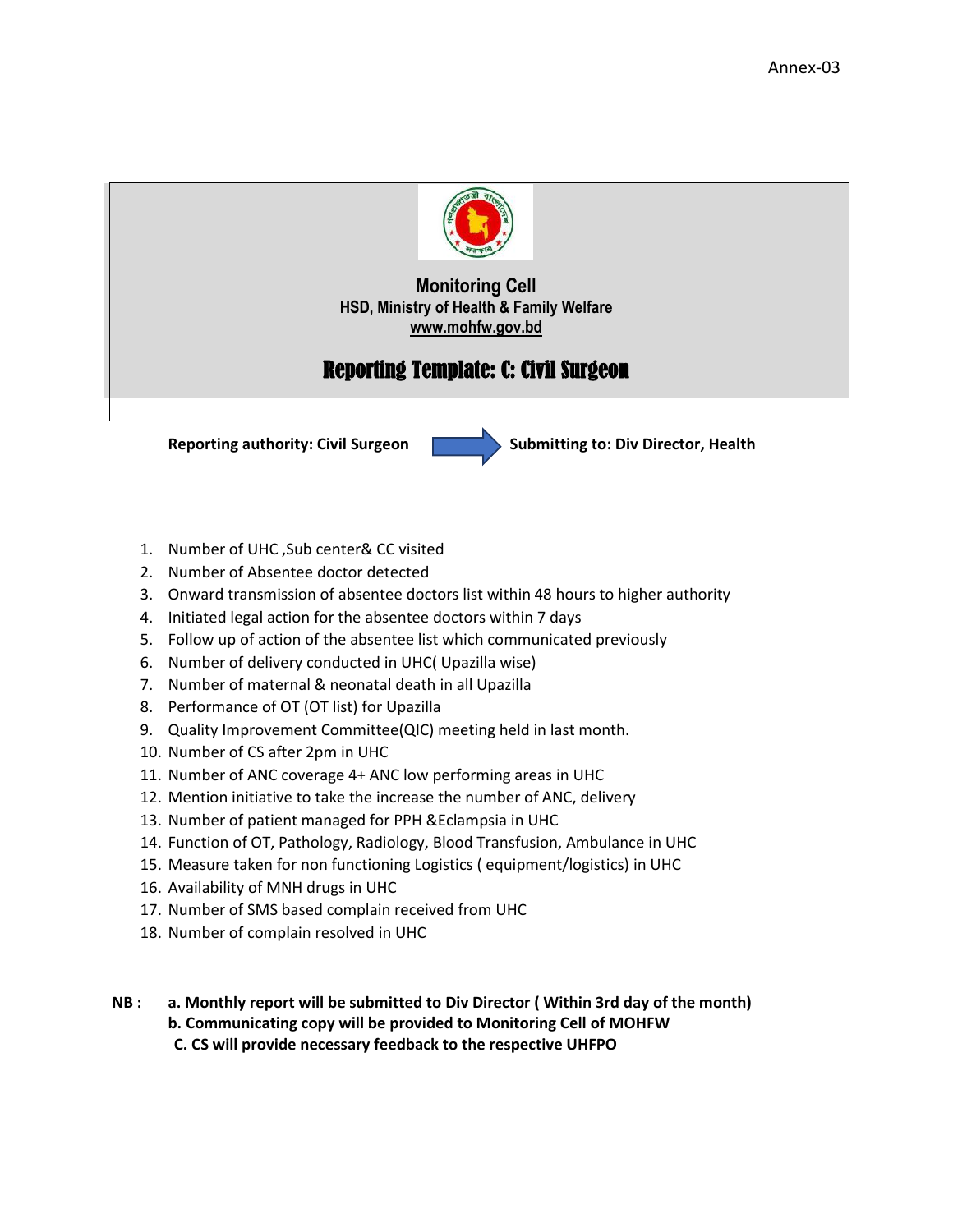Annex-03

**Monitoring Cell**
**HSD, Ministry of Health & Family Welfare**
**www.mohfw.gov.bd**

# Reporting Template: C: Civil Surgeon

**Reporting authority: Civil Surgeon** → **Submitting to: Div Director, Health**

1. Number of UHC ,Sub center& CC visited
2. Number of Absentee doctor detected
3. Onward transmission of absentee doctors list within 48 hours to higher authority
4. Initiated legal action for the absentee doctors within 7 days
5. Follow up of action of the absentee list which communicated previously
6. Number of delivery conducted in UHC( Upazilla wise)
7. Number of maternal & neonatal death in all Upazilla
8. Performance of OT (OT list) for Upazilla
9. Quality Improvement Committee(QIC) meeting held in last month.
10. Number of CS after 2pm in UHC
11. Number of ANC coverage 4+ ANC low performing areas in UHC
12. Mention initiative to take the increase the number of ANC, delivery
13. Number of patient managed for PPH &Eclampsia in UHC
14. Function of OT, Pathology, Radiology, Blood Transfusion, Ambulance in UHC
15. Measure taken for non functioning Logistics ( equipment/logistics) in UHC
16. Availability of MNH drugs in UHC
17. Number of SMS based complain received from UHC
18. Number of complain resolved in UHC

**NB :**
**a. Monthly report will be submitted to Div Director ( Within 3rd day of the month)**
**b. Communicating copy will be provided to Monitoring Cell of MOHFW**
**C. CS will provide necessary feedback to the respective UHFPO**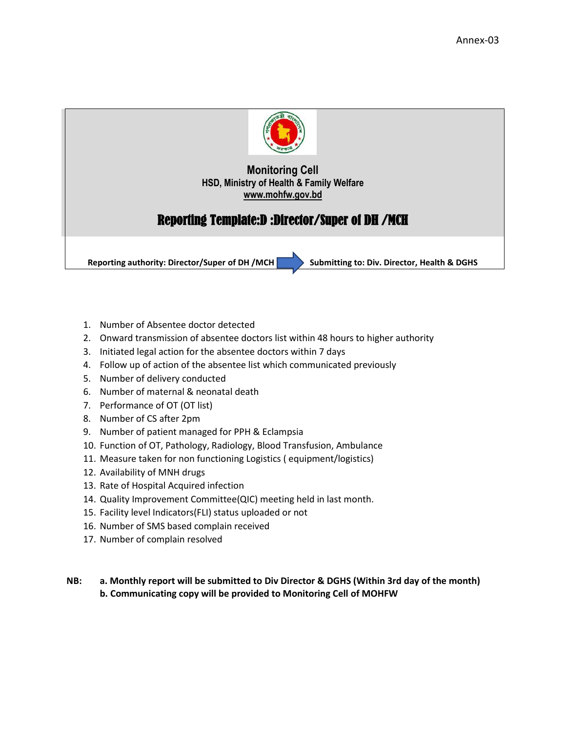Annex-03

**Monitoring Cell**
**HSD, Ministry of Health & Family Welfare**
**www.mohfw.gov.bd**

# Reporting Template:D :Director/Super of DH /MCH

**Reporting authority: Director/Super of DH /MCH** → **Submitting to: Div. Director, Health & DGHS**

1. Number of Absentee doctor detected
2. Onward transmission of absentee doctors list within 48 hours to higher authority
3. Initiated legal action for the absentee doctors within 7 days
4. Follow up of action of the absentee list which communicated previously
5. Number of delivery conducted
6. Number of maternal & neonatal death
7. Performance of OT (OT list)
8. Number of CS after 2pm
9. Number of patient managed for PPH & Eclampsia
10. Function of OT, Pathology, Radiology, Blood Transfusion, Ambulance
11. Measure taken for non functioning Logistics ( equipment/logistics)
12. Availability of MNH drugs
13. Rate of Hospital Acquired infection
14. Quality Improvement Committee(QIC) meeting held in last month.
15. Facility level Indicators(FLI) status uploaded or not
16. Number of SMS based complain received
17. Number of complain resolved

**NB:**
**a. Monthly report will be submitted to Div Director & DGHS (Within 3rd day of the month)**
**b. Communicating copy will be provided to Monitoring Cell of MOHFW**